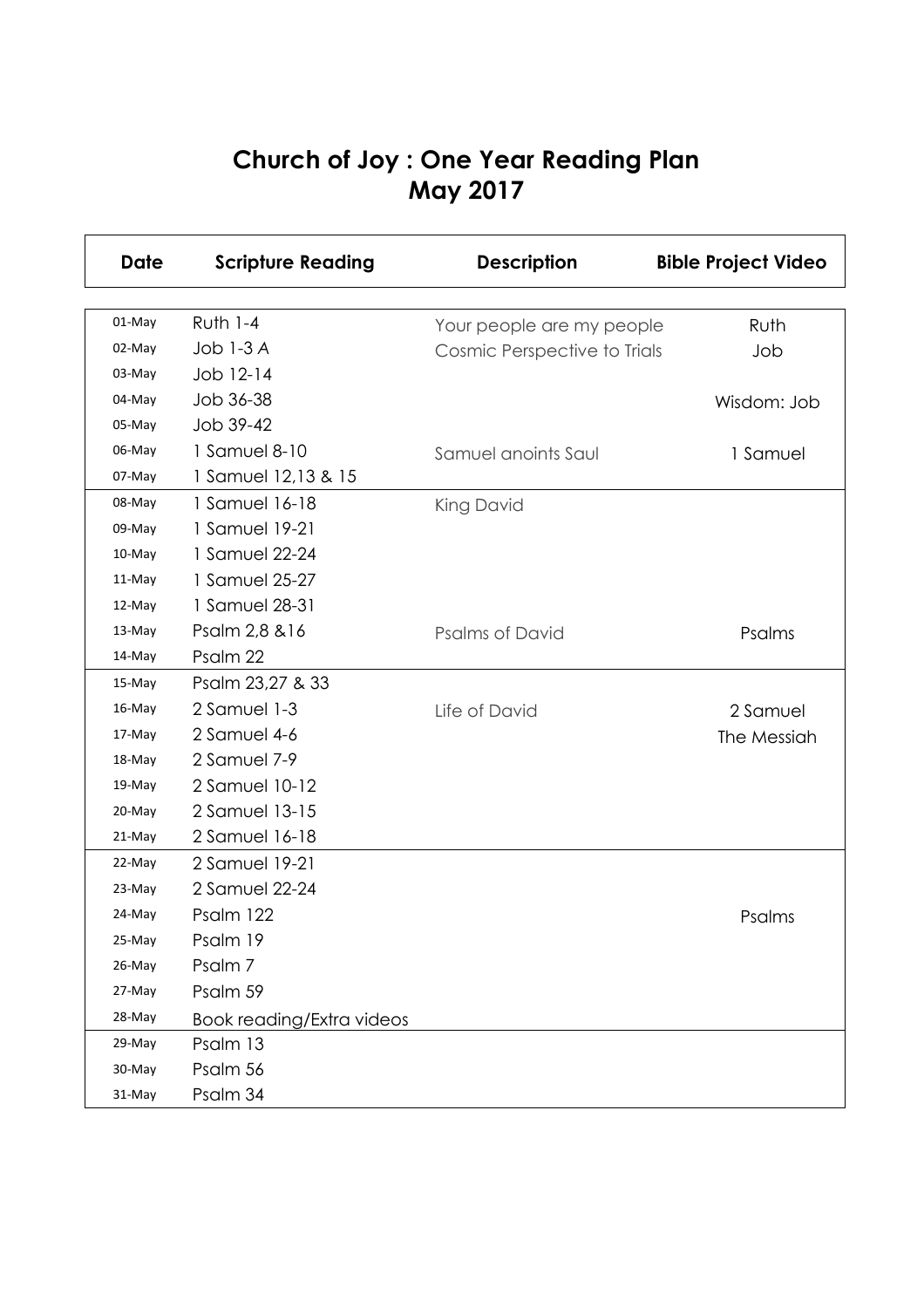# Church of Joy : One Year Reading Plan
# May 2017

| Date | Scripture Reading | Description | Bible Project Video |
|---|---|---|---|
| 01-May | Ruth 1-4 | Your people are my people | Ruth |
| 02-May | Job 1-3 A | Cosmic Perspective to Trials | Job |
| 03-May | Job 12-14 | | |
| 04-May | Job 36-38 | | Wisdom: Job |
| 05-May | Job 39-42 | | |
| 06-May | 1 Samuel 8-10 | Samuel anoints Saul | 1 Samuel |
| 07-May | 1 Samuel 12,13 & 15 | | |
| 08-May | 1 Samuel 16-18 | King David | |
| 09-May | 1 Samuel 19-21 | | |
| 10-May | 1 Samuel 22-24 | | |
| 11-May | 1 Samuel 25-27 | | |
| 12-May | 1 Samuel 28-31 | | |
| 13-May | Psalm 2,8 &16 | Psalms of David | Psalms |
| 14-May | Psalm 22 | | |
| 15-May | Psalm 23,27 & 33 | | |
| 16-May | 2 Samuel 1-3 | Life of David | 2 Samuel |
| 17-May | 2 Samuel 4-6 | | The Messiah |
| 18-May | 2 Samuel 7-9 | | |
| 19-May | 2 Samuel 10-12 | | |
| 20-May | 2 Samuel 13-15 | | |
| 21-May | 2 Samuel 16-18 | | |
| 22-May | 2 Samuel 19-21 | | |
| 23-May | 2 Samuel 22-24 | | |
| 24-May | Psalm 122 | | Psalms |
| 25-May | Psalm 19 | | |
| 26-May | Psalm 7 | | |
| 27-May | Psalm 59 | | |
| 28-May | Book reading/Extra videos | | |
| 29-May | Psalm 13 | | |
| 30-May | Psalm 56 | | |
| 31-May | Psalm 34 | | |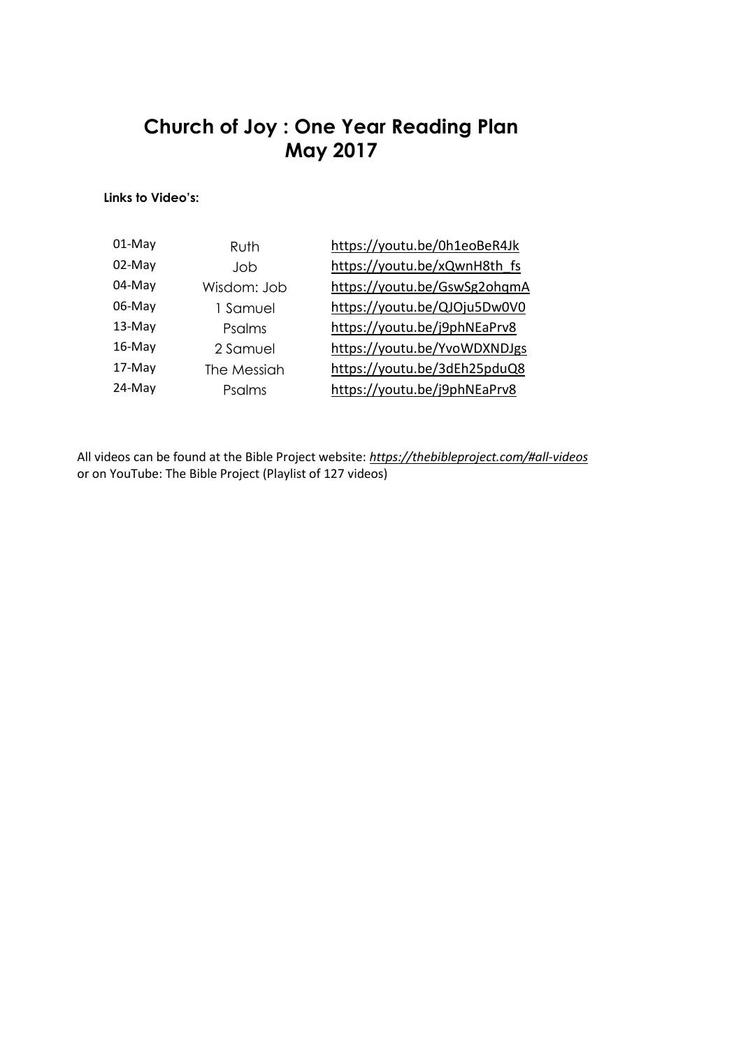# Church of Joy : One Year Reading Plan
# May 2017

**Links to Video's:**

| | | |
|---|---|---|
| 01-May | Ruth | https://youtu.be/0h1eoBeR4Jk |
| 02-May | Job | https://youtu.be/xQwnH8th_fs |
| 04-May | Wisdom: Job | https://youtu.be/GswSg2ohqmA |
| 06-May | 1 Samuel | https://youtu.be/QJOju5Dw0V0 |
| 13-May | Psalms | https://youtu.be/j9phNEaPrv8 |
| 16-May | 2 Samuel | https://youtu.be/YvoWDXNDJgs |
| 17-May | The Messiah | https://youtu.be/3dEh25pduQ8 |
| 24-May | Psalms | https://youtu.be/j9phNEaPrv8 |

All videos can be found at the Bible Project website: ***https://thebibleproject.com/#all-videos***
or on YouTube: The Bible Project (Playlist of 127 videos)